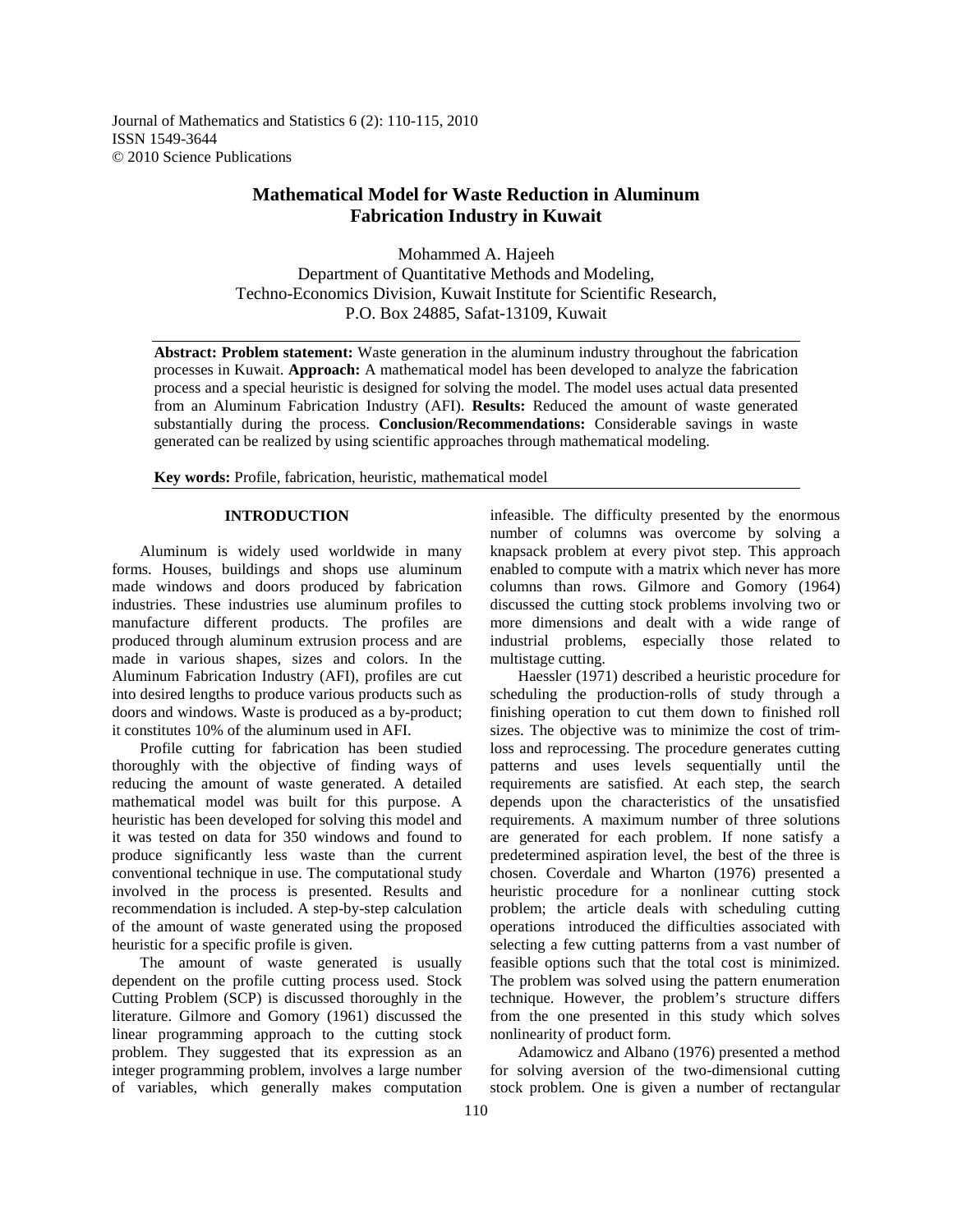# Mathematical Model for Waste Reduction in Aluminum Fabrication Industry in Kuwait

Mohammed A. Hajeeh
Department of Quantitative Methods and Modeling,
Techno-Economics Division, Kuwait Institute for Scientific Research,
P.O. Box 24885, Safat-13109, Kuwait

**Abstract: Problem statement:** Waste generation in the aluminum industry throughout the fabrication processes in Kuwait. **Approach:** A mathematical model has been developed to analyze the fabrication process and a special heuristic is designed for solving the model. The model uses actual data presented from an Aluminum Fabrication Industry (AFI). **Results:** Reduced the amount of waste generated substantially during the process. **Conclusion/Recommendations:** Considerable savings in waste generated can be realized by using scientific approaches through mathematical modeling.

**Key words:** Profile, fabrication, heuristic, mathematical model

## INTRODUCTION

Aluminum is widely used worldwide in many forms. Houses, buildings and shops use aluminum made windows and doors produced by fabrication industries. These industries use aluminum profiles to manufacture different products. The profiles are produced through aluminum extrusion process and are made in various shapes, sizes and colors. In the Aluminum Fabrication Industry (AFI), profiles are cut into desired lengths to produce various products such as doors and windows. Waste is produced as a by-product; it constitutes 10% of the aluminum used in AFI.

Profile cutting for fabrication has been studied thoroughly with the objective of finding ways of reducing the amount of waste generated. A detailed mathematical model was built for this purpose. A heuristic has been developed for solving this model and it was tested on data for 350 windows and found to produce significantly less waste than the current conventional technique in use. The computational study involved in the process is presented. Results and recommendation is included. A step-by-step calculation of the amount of waste generated using the proposed heuristic for a specific profile is given.

The amount of waste generated is usually dependent on the profile cutting process used. Stock Cutting Problem (SCP) is discussed thoroughly in the literature. Gilmore and Gomory (1961) discussed the linear programming approach to the cutting stock problem. They suggested that its expression as an integer programming problem, involves a large number of variables, which generally makes computation infeasible. The difficulty presented by the enormous number of columns was overcome by solving a knapsack problem at every pivot step. This approach enabled to compute with a matrix which never has more columns than rows. Gilmore and Gomory (1964) discussed the cutting stock problems involving two or more dimensions and dealt with a wide range of industrial problems, especially those related to multistage cutting.

Haessler (1971) described a heuristic procedure for scheduling the production-rolls of study through a finishing operation to cut them down to finished roll sizes. The objective was to minimize the cost of trim-loss and reprocessing. The procedure generates cutting patterns and uses levels sequentially until the requirements are satisfied. At each step, the search depends upon the characteristics of the unsatisfied requirements. A maximum number of three solutions are generated for each problem. If none satisfy a predetermined aspiration level, the best of the three is chosen. Coverdale and Wharton (1976) presented a heuristic procedure for a nonlinear cutting stock problem; the article deals with scheduling cutting operations introduced the difficulties associated with selecting a few cutting patterns from a vast number of feasible options such that the total cost is minimized. The problem was solved using the pattern enumeration technique. However, the problem's structure differs from the one presented in this study which solves nonlinearity of product form.

Adamowicz and Albano (1976) presented a method for solving aversion of the two-dimensional cutting stock problem. One is given a number of rectangular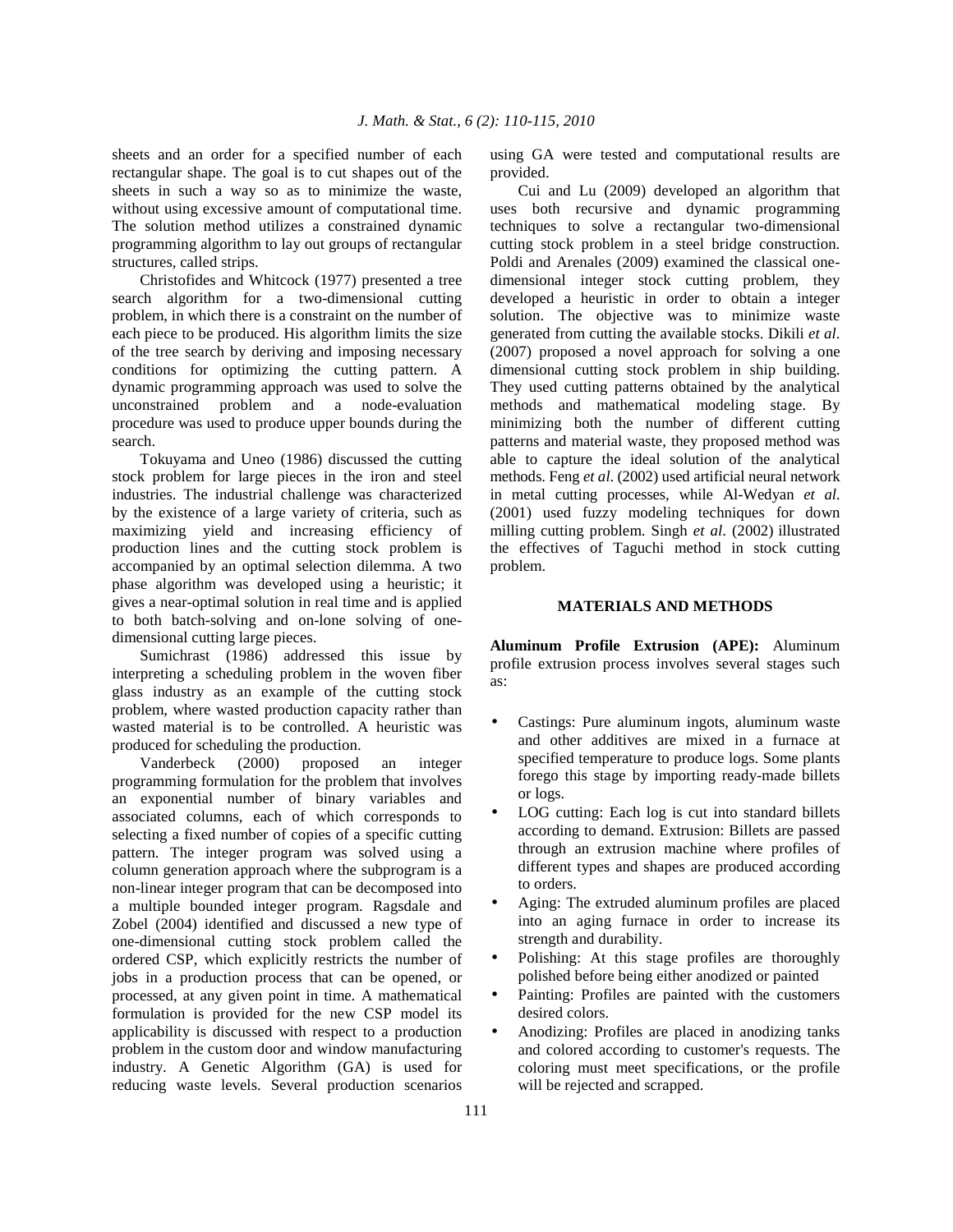sheets and an order for a specified number of each rectangular shape. The goal is to cut shapes out of the sheets in such a way so as to minimize the waste, without using excessive amount of computational time. The solution method utilizes a constrained dynamic programming algorithm to lay out groups of rectangular structures, called strips.

Christofides and Whitcock (1977) presented a tree search algorithm for a two-dimensional cutting problem, in which there is a constraint on the number of each piece to be produced. His algorithm limits the size of the tree search by deriving and imposing necessary conditions for optimizing the cutting pattern. A dynamic programming approach was used to solve the unconstrained problem and a node-evaluation procedure was used to produce upper bounds during the search.

Tokuyama and Uneo (1986) discussed the cutting stock problem for large pieces in the iron and steel industries. The industrial challenge was characterized by the existence of a large variety of criteria, such as maximizing yield and increasing efficiency of production lines and the cutting stock problem is accompanied by an optimal selection dilemma. A two phase algorithm was developed using a heuristic; it gives a near-optimal solution in real time and is applied to both batch-solving and on-lone solving of one-dimensional cutting large pieces.

Sumichrast (1986) addressed this issue by interpreting a scheduling problem in the woven fiber glass industry as an example of the cutting stock problem, where wasted production capacity rather than wasted material is to be controlled. A heuristic was produced for scheduling the production.

Vanderbeck (2000) proposed an integer programming formulation for the problem that involves an exponential number of binary variables and associated columns, each of which corresponds to selecting a fixed number of copies of a specific cutting pattern. The integer program was solved using a column generation approach where the subprogram is a non-linear integer program that can be decomposed into a multiple bounded integer program. Ragsdale and Zobel (2004) identified and discussed a new type of one-dimensional cutting stock problem called the ordered CSP, which explicitly restricts the number of jobs in a production process that can be opened, or processed, at any given point in time. A mathematical formulation is provided for the new CSP model its applicability is discussed with respect to a production problem in the custom door and window manufacturing industry. A Genetic Algorithm (GA) is used for reducing waste levels. Several production scenarios using GA were tested and computational results are provided.

Cui and Lu (2009) developed an algorithm that uses both recursive and dynamic programming techniques to solve a rectangular two-dimensional cutting stock problem in a steel bridge construction. Poldi and Arenales (2009) examined the classical one-dimensional integer stock cutting problem, they developed a heuristic in order to obtain a integer solution. The objective was to minimize waste generated from cutting the available stocks. Dikili *et al*. (2007) proposed a novel approach for solving a one dimensional cutting stock problem in ship building. They used cutting patterns obtained by the analytical methods and mathematical modeling stage. By minimizing both the number of different cutting patterns and material waste, they proposed method was able to capture the ideal solution of the analytical methods. Feng *et al*. (2002) used artificial neural network in metal cutting processes, while Al-Wedyan *et al.* (2001) used fuzzy modeling techniques for down milling cutting problem. Singh *et al*. (2002) illustrated the effectives of Taguchi method in stock cutting problem.

## MATERIALS AND METHODS

**Aluminum Profile Extrusion (APE):** Aluminum profile extrusion process involves several stages such as:

- Castings: Pure aluminum ingots, aluminum waste and other additives are mixed in a furnace at specified temperature to produce logs. Some plants forego this stage by importing ready-made billets or logs.
- LOG cutting: Each log is cut into standard billets according to demand. Extrusion: Billets are passed through an extrusion machine where profiles of different types and shapes are produced according to orders.
- Aging: The extruded aluminum profiles are placed into an aging furnace in order to increase its strength and durability.
- Polishing: At this stage profiles are thoroughly polished before being either anodized or painted
- Painting: Profiles are painted with the customers desired colors.
- Anodizing: Profiles are placed in anodizing tanks and colored according to customer's requests. The coloring must meet specifications, or the profile will be rejected and scrapped.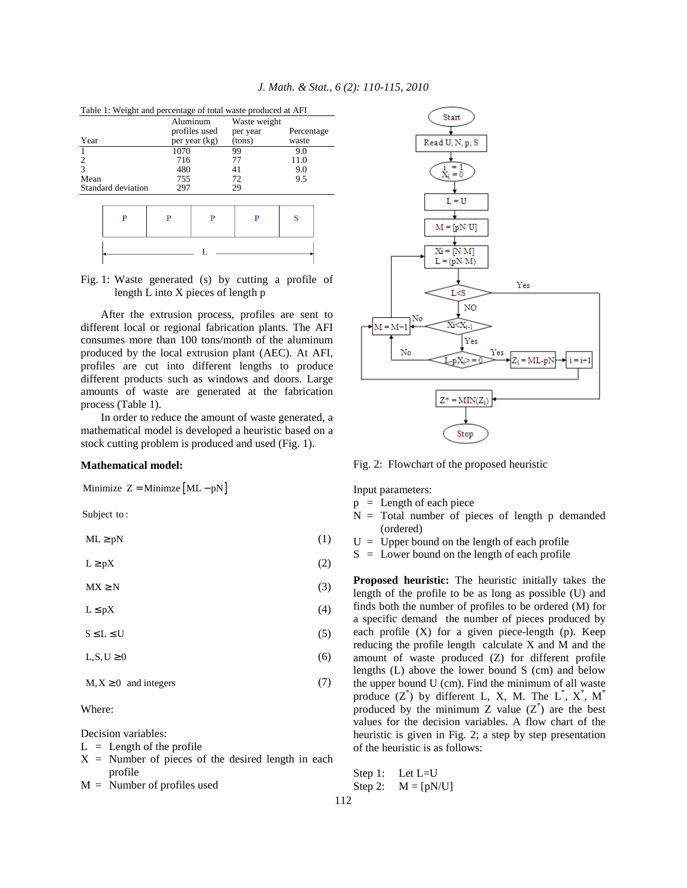Table 1: Weight and percentage of total waste produced at AFI

| Year | Aluminum profiles used per year (kg) | Waste weight per year (tons) | Percentage waste |
|---|---|---|---|
| 1 | 1070 | 99 | 9.0 |
| 2 | 716 | 77 | 11.0 |
| 3 | 480 | 41 | 9.0 |
| Mean | 755 | 72 | 9.5 |
| Standard deviation | 297 | 29 | |

Fig. 1: Waste generated (s) by cutting a profile of length L into X pieces of length p

After the extrusion process, profiles are sent to different local or regional fabrication plants. The AFI consumes more than 100 tons/month of the aluminum produced by the local extrusion plant (AEC). At AFI, profiles are cut into different lengths to produce different products such as windows and doors. Large amounts of waste are generated at the fabrication process (Table 1).

In order to reduce the amount of waste generated, a mathematical model is developed a heuristic based on a stock cutting problem is produced and used (Fig. 1).

**Mathematical model:**

$$\text{Minimize } Z = \text{Minimze}\left[ML - pN\right]$$

Subject to:

$$ML \geq pN \quad (1)$$

$$L \geq pX \quad (2)$$

$$MX \geq N \quad (3)$$

$$L \leq pX \quad (4)$$

$$S \leq L \leq U \quad (5)$$

$$L, S, U \geq 0 \quad (6)$$

$$M, X \geq 0 \text{ and integers} \quad (7)$$

Where:

Decision variables:

- L = Length of the profile
- X = Number of pieces of the desired length in each profile
- M = Number of profiles used

Fig. 2: Flowchart of the proposed heuristic

Input parameters:

- p = Length of each piece
- N = Total number of pieces of length p demanded (ordered)
- U = Upper bound on the length of each profile
- S = Lower bound on the length of each profile

**Proposed heuristic:** The heuristic initially takes the length of the profile to be as long as possible (U) and finds both the number of profiles to be ordered (M) for a specific demand the number of pieces produced by each profile (X) for a given piece-length (p). Keep reducing the profile length calculate X and M and the amount of waste produced (Z) for different profile lengths (L) above the lower bound S (cm) and below the upper bound U (cm). Find the minimum of all waste produce ($Z^*$) by different L, X, M. The $L^*$, $X^*$, $M^*$ produced by the minimum Z value ($Z^*$) are the best values for the decision variables. A flow chart of the heuristic is given in Fig. 2; a step by step presentation of the heuristic is as follows:

Step 1: Let L=U

Step 2: M = [pN/U]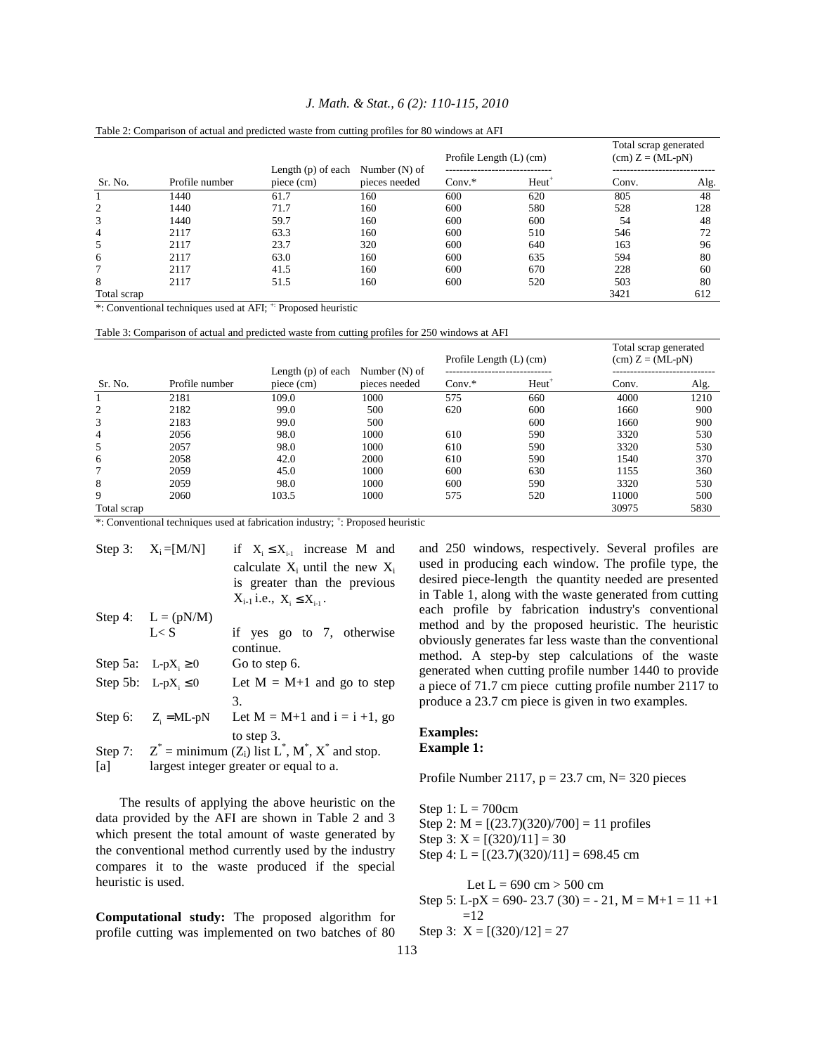Table 2: Comparison of actual and predicted waste from cutting profiles for 80 windows at AFI

| Sr. No. | Profile number | Length (p) of each piece (cm) | Number (N) of pieces needed | Profile Length (L) (cm) | | Total scrap generated (cm) Z = (ML-pN) | |
|---|---|---|---|---|---|---|---|
| | | | | Conv.* | Heut[+] | Conv. | Alg. |
| 1 | 1440 | 61.7 | 160 | 600 | 620 | 805 | 48 |
| 2 | 1440 | 71.7 | 160 | 600 | 580 | 528 | 128 |
| 3 | 1440 | 59.7 | 160 | 600 | 600 | 54 | 48 |
| 4 | 2117 | 63.3 | 160 | 600 | 510 | 546 | 72 |
| 5 | 2117 | 23.7 | 320 | 600 | 640 | 163 | 96 |
| 6 | 2117 | 63.0 | 160 | 600 | 635 | 594 | 80 |
| 7 | 2117 | 41.5 | 160 | 600 | 670 | 228 | 60 |
| 8 | 2117 | 51.5 | 160 | 600 | 520 | 503 | 80 |
| Total scrap | | | | | | 3421 | 612 |

*: Conventional techniques used at AFI; [+]: Proposed heuristic

Table 3: Comparison of actual and predicted waste from cutting profiles for 250 windows at AFI

| Sr. No. | Profile number | Length (p) of each piece (cm) | Number (N) of pieces needed | Profile Length (L) (cm) | | Total scrap generated (cm) Z = (ML-pN) | |
|---|---|---|---|---|---|---|---|
| | | | | Conv.* | Heut[+] | Conv. | Alg. |
| 1 | 2181 | 109.0 | 1000 | 575 | 660 | 4000 | 1210 |
| 2 | 2182 | 99.0 | 500 | 620 | 600 | 1660 | 900 |
| 3 | 2183 | 99.0 | 500 | | 600 | 1660 | 900 |
| 4 | 2056 | 98.0 | 1000 | 610 | 590 | 3320 | 530 |
| 5 | 2057 | 98.0 | 1000 | 610 | 590 | 3320 | 530 |
| 6 | 2058 | 42.0 | 2000 | 610 | 590 | 1540 | 370 |
| 7 | 2059 | 45.0 | 1000 | 600 | 630 | 1155 | 360 |
| 8 | 2059 | 98.0 | 1000 | 600 | 590 | 3320 | 530 |
| 9 | 2060 | 103.5 | 1000 | 575 | 520 | 11000 | 500 |
| Total scrap | | | | | | 30975 | 5830 |

*: Conventional techniques used at fabrication industry; [+]: Proposed heuristic

Step 3: $X_i = [M/N]$ if $X_i \le X_{i-1}$ increase M and calculate $X_i$ until the new $X_i$ is greater than the previous $X_{i-1}$ i.e., $X_i \le X_{i-1}$.

Step 4: $L = (pN/M)$
$L < S$ if yes go to 7, otherwise continue.

Step 5a: $L\text{-}pX_i \ge 0$ Go to step 6.

Step 5b: $L\text{-}pX_i \le 0$ Let $M = M+1$ and go to step 3.

Step 6: $Z_i = ML\text{-}pN$ Let $M = M+1$ and $i = i+1$, go to step 3.

Step 7: $Z^*$ = minimum $(Z_i)$ list $L^*$, $M^*$, $X^*$ and stop.

[a] largest integer greater or equal to a.

The results of applying the above heuristic on the data provided by the AFI are shown in Table 2 and 3 which present the total amount of waste generated by the conventional method currently used by the industry compares it to the waste produced if the special heuristic is used.

**Computational study:** The proposed algorithm for profile cutting was implemented on two batches of 80 and 250 windows, respectively. Several profiles are used in producing each window. The profile type, the desired piece-length the quantity needed are presented in Table 1, along with the waste generated from cutting each profile by fabrication industry's conventional method and by the proposed heuristic. The heuristic obviously generates far less waste than the conventional method. A step-by step calculations of the waste generated when cutting profile number 1440 to provide a piece of 71.7 cm piece cutting profile number 2117 to produce a 23.7 cm piece is given in two examples.

**Examples:**

**Example 1:**

Profile Number 2117, p = 23.7 cm, N= 320 pieces

Step 1: L = 700cm
Step 2: M = [(23.7)(320)/700] = 11 profiles
Step 3: X = [(320)/11] = 30
Step 4: L = [(23.7)(320)/11] = 698.45 cm

Let L = 690 cm > 500 cm
Step 5: L-pX = 690- 23.7 (30) = - 21, M = M+1 = 11 +1 =12
Step 3: X = [(320)/12] = 27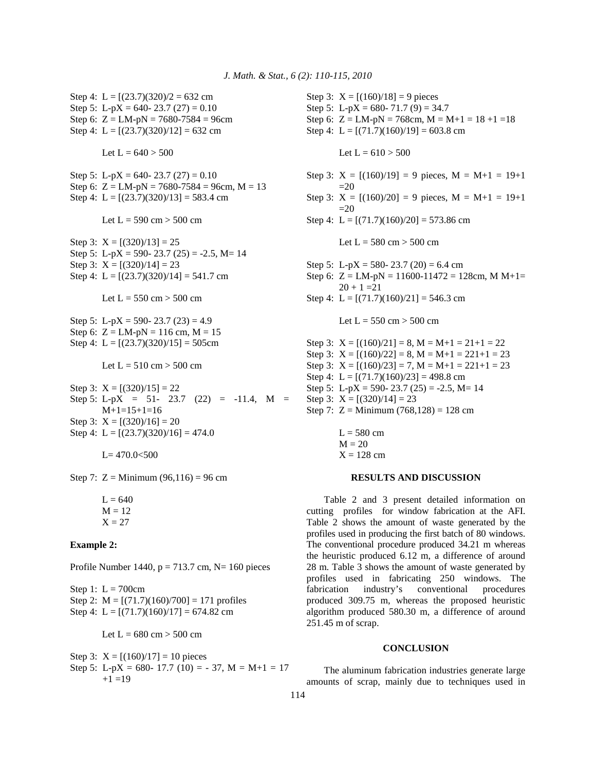Step 4: $L = [(23.7)(320)/2 = 632$ cm

Step 5: $L\text{-}pX = 640\text{-}\ 23.7\ (27) = 0.10$

Step 6: $Z = LM\text{-}pN = 7680\text{-}7584 = 96$cm

Step 4: $L = [(23.7)(320)/12] = 632$ cm

Let $L = 640 > 500$

Step 5: $L\text{-}pX = 640\text{-}\ 23.7\ (27) = 0.10$

Step 6: $Z = LM\text{-}pN = 7680\text{-}7584 = 96$cm, $M = 13$

Step 4: $L = [(23.7)(320)/13] = 583.4$ cm

Let $L = 590$ cm $> 500$ cm

Step 3: $X = [(320)/13] = 25$

Step 5: $L\text{-}pX = 590\text{-}\ 23.7\ (25) = -2.5$, $M= 14$

Step 3: $X = [(320)/14] = 23$

Step 4: $L = [(23.7)(320)/14] = 541.7$ cm

Let $L = 550$ cm $> 500$ cm

Step 5: $L\text{-}pX = 590\text{-}\ 23.7\ (23) = 4.9$

Step 6: $Z = LM\text{-}pN = 116$ cm, $M = 15$

Step 4: $L = [(23.7)(320)/15] = 505$cm

Let $L = 510$ cm $> 500$ cm

Step 3: $X = [(320)/15] = 22$

Step 5: $L\text{-}pX = 51\text{-}\ 23.7\ (22) = -11.4$, $M = M{+}1{=}15{+}1{=}16$

Step 3: $X = [(320)/16] = 20$

Step 4: $L = [(23.7)(320)/16] = 474.0$

$L= 470.0<500$

Step 7: $Z = \text{Minimum}\ (96{,}116) = 96$ cm

$L = 640$
$M = 12$
$X = 27$

**Example 2:**

Profile Number 1440, $p = 713.7$ cm, $N= 160$ pieces

Step 1: $L = 700$cm

Step 2: $M = [(71.7)(160)/700] = 171$ profiles

Step 4: $L = [(71.7)(160)/17] = 674.82$ cm

Let $L = 680$ cm $> 500$ cm

Step 3: $X = [(160)/17] = 10$ pieces

Step 5: $L\text{-}pX = 680\text{-}\ 17.7\ (10) = -\ 37$, $M = M{+}1 = 17 {+}1 {=}19$

Step 3: $X = [(160)/18] = 9$ pieces

Step 5: $L\text{-}pX = 680\text{-}\ 71.7\ (9) = 34.7$

Step 6: $Z = LM\text{-}pN = 768$cm, $M = M{+}1 = 18 {+}1 {=}18$

Step 4: $L = [(71.7)(160)/19] = 603.8$ cm

Let $L = 610 > 500$

Step 3: $X = [(160)/19] = 9$ pieces, $M = M{+}1 = 19{+}1 {=}20$

Step 3: $X = [(160)/20] = 9$ pieces, $M = M{+}1 = 19{+}1 {=}20$

Step 4: $L = [(71.7)(160)/20] = 573.86$ cm

Let $L = 580$ cm $> 500$ cm

Step 5: $L\text{-}pX = 580\text{-}\ 23.7\ (20) = 6.4$ cm

Step 6: $Z = LM\text{-}pN = 11600\text{-}11472 = 128$cm, $M\ M{+}1{=}\ 20 + 1 {=}21$

Step 4: $L = [(71.7)(160)/21] = 546.3$ cm

Let $L = 550$ cm $> 500$ cm

Step 3: $X = [(160)/21] = 8$, $M = M{+}1 = 21{+}1 = 22$

Step 3: $X = [(160)/22] = 8$, $M = M{+}1 = 221{+}1 = 23$

Step 3: $X = [(160)/23] = 7$, $M = M{+}1 = 221{+}1 = 23$

Step 4: $L = [(71.7)(160)/23] = 498.8$ cm

Step 5: $L\text{-}pX = 590\text{-}\ 23.7\ (25) = -2.5$, $M= 14$

Step 3: $X = [(320)/14] = 23$

Step 7: $Z = \text{Minimum}\ (768{,}128) = 128$ cm

$L = 580$ cm
$M = 20$
$X = 128$ cm

## RESULTS AND DISCUSSION

Table 2 and 3 present detailed information on cutting profiles for window fabrication at the AFI. Table 2 shows the amount of waste generated by the profiles used in producing the first batch of 80 windows. The conventional procedure produced 34.21 m whereas the heuristic produced 6.12 m, a difference of around 28 m. Table 3 shows the amount of waste generated by profiles used in fabricating 250 windows. The fabrication industry's conventional procedures produced 309.75 m, whereas the proposed heuristic algorithm produced 580.30 m, a difference of around 251.45 m of scrap.

## CONCLUSION

The aluminum fabrication industries generate large amounts of scrap, mainly due to techniques used in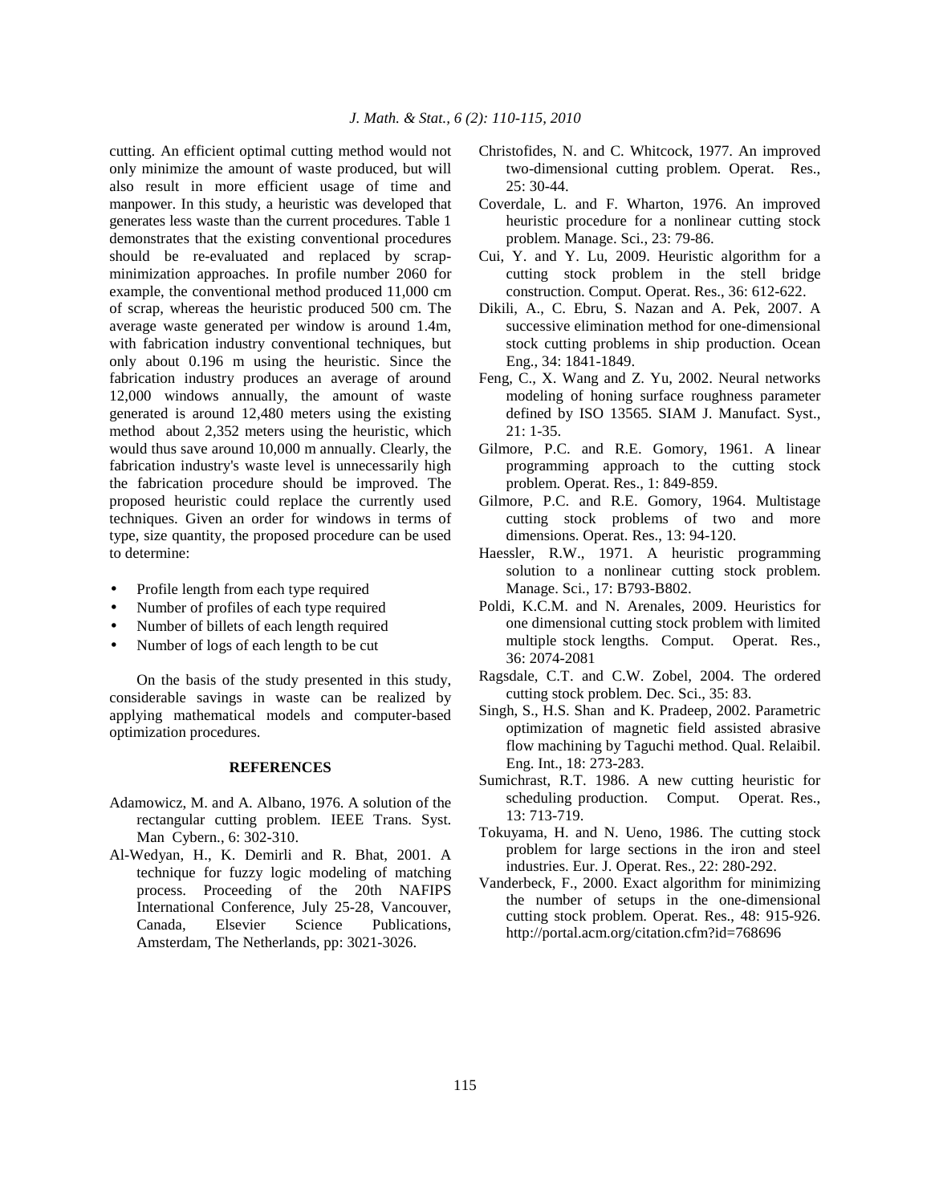cutting. An efficient optimal cutting method would not only minimize the amount of waste produced, but will also result in more efficient usage of time and manpower. In this study, a heuristic was developed that generates less waste than the current procedures. Table 1 demonstrates that the existing conventional procedures should be re-evaluated and replaced by scrap-minimization approaches. In profile number 2060 for example, the conventional method produced 11,000 cm of scrap, whereas the heuristic produced 500 cm. The average waste generated per window is around 1.4m, with fabrication industry conventional techniques, but only about 0.196 m using the heuristic. Since the fabrication industry produces an average of around 12,000 windows annually, the amount of waste generated is around 12,480 meters using the existing method about 2,352 meters using the heuristic, which would thus save around 10,000 m annually. Clearly, the fabrication industry's waste level is unnecessarily high the fabrication procedure should be improved. The proposed heuristic could replace the currently used techniques. Given an order for windows in terms of type, size quantity, the proposed procedure can be used to determine:

- Profile length from each type required
- Number of profiles of each type required
- Number of billets of each length required
- Number of logs of each length to be cut

On the basis of the study presented in this study, considerable savings in waste can be realized by applying mathematical models and computer-based optimization procedures.

## REFERENCES

Adamowicz, M. and A. Albano, 1976. A solution of the rectangular cutting problem. IEEE Trans. Syst. Man Cybern., 6: 302-310.

Al-Wedyan, H., K. Demirli and R. Bhat, 2001. A technique for fuzzy logic modeling of matching process. Proceeding of the 20th NAFIPS International Conference, July 25-28, Vancouver, Canada, Elsevier Science Publications, Amsterdam, The Netherlands, pp: 3021-3026.

Christofides, N. and C. Whitcock, 1977. An improved two-dimensional cutting problem. Operat. Res., 25: 30-44.

Coverdale, L. and F. Wharton, 1976. An improved heuristic procedure for a nonlinear cutting stock problem. Manage. Sci., 23: 79-86.

Cui, Y. and Y. Lu, 2009. Heuristic algorithm for a cutting stock problem in the stell bridge construction. Comput. Operat. Res., 36: 612-622.

Dikili, A., C. Ebru, S. Nazan and A. Pek, 2007. A successive elimination method for one-dimensional stock cutting problems in ship production. Ocean Eng., 34: 1841-1849.

Feng, C., X. Wang and Z. Yu, 2002. Neural networks modeling of honing surface roughness parameter defined by ISO 13565. SIAM J. Manufact. Syst., 21: 1-35.

Gilmore, P.C. and R.E. Gomory, 1961. A linear programming approach to the cutting stock problem. Operat. Res., 1: 849-859.

Gilmore, P.C. and R.E. Gomory, 1964. Multistage cutting stock problems of two and more dimensions. Operat. Res., 13: 94-120.

Haessler, R.W., 1971. A heuristic programming solution to a nonlinear cutting stock problem. Manage. Sci., 17: B793-B802.

Poldi, K.C.M. and N. Arenales, 2009. Heuristics for one dimensional cutting stock problem with limited multiple stock lengths. Comput. Operat. Res., 36: 2074-2081

Ragsdale, C.T. and C.W. Zobel, 2004. The ordered cutting stock problem. Dec. Sci., 35: 83.

Singh, S., H.S. Shan and K. Pradeep, 2002. Parametric optimization of magnetic field assisted abrasive flow machining by Taguchi method. Qual. Relaibil. Eng. Int., 18: 273-283.

Sumichrast, R.T. 1986. A new cutting heuristic for scheduling production. Comput. Operat. Res., 13: 713-719.

Tokuyama, H. and N. Ueno, 1986. The cutting stock problem for large sections in the iron and steel industries. Eur. J. Operat. Res., 22: 280-292.

Vanderbeck, F., 2000. Exact algorithm for minimizing the number of setups in the one-dimensional cutting stock problem. Operat. Res., 48: 915-926. http://portal.acm.org/citation.cfm?id=768696